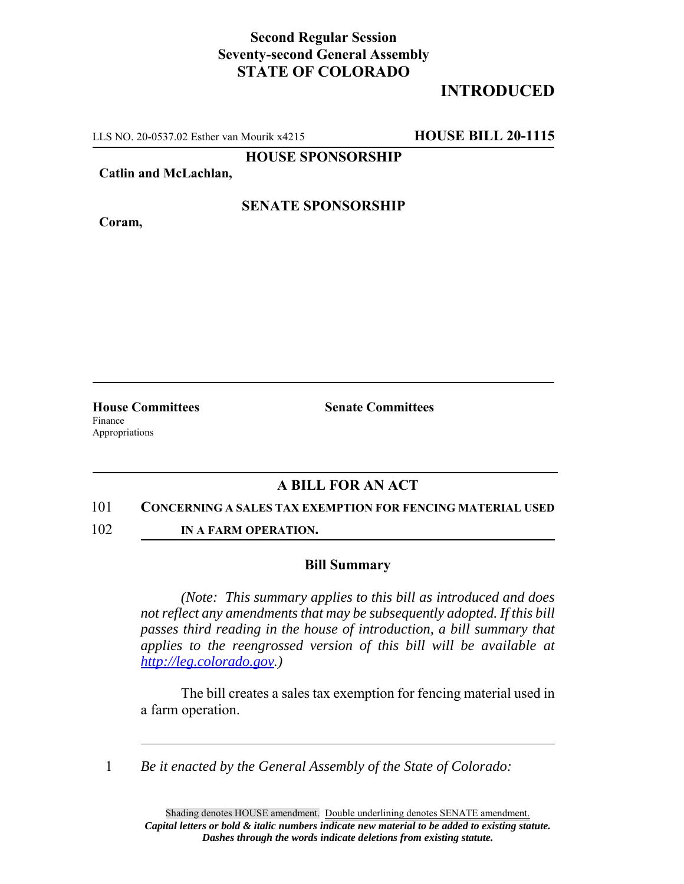**Second Regular Session**
**Seventy-second General Assembly**
**STATE OF COLORADO**

# INTRODUCED

LLS NO. 20-0537.02 Esther van Mourik x4215 **HOUSE BILL 20-1115**

**HOUSE SPONSORSHIP**

**Catlin and McLachlan,**

**SENATE SPONSORSHIP**

**Coram,**

**House Committees**
Finance
Appropriations

**Senate Committees**

## A BILL FOR AN ACT

101 **CONCERNING A SALES TAX EXEMPTION FOR FENCING MATERIAL USED**
102 **IN A FARM OPERATION.**

### Bill Summary

*(Note: This summary applies to this bill as introduced and does not reflect any amendments that may be subsequently adopted. If this bill passes third reading in the house of introduction, a bill summary that applies to the reengrossed version of this bill will be available at http://leg.colorado.gov.)*

The bill creates a sales tax exemption for fencing material used in a farm operation.

1 *Be it enacted by the General Assembly of the State of Colorado:*

Shading denotes HOUSE amendment. Double underlining denotes SENATE amendment.
***Capital letters or bold & italic numbers indicate new material to be added to existing statute.***
***Dashes through the words indicate deletions from existing statute.***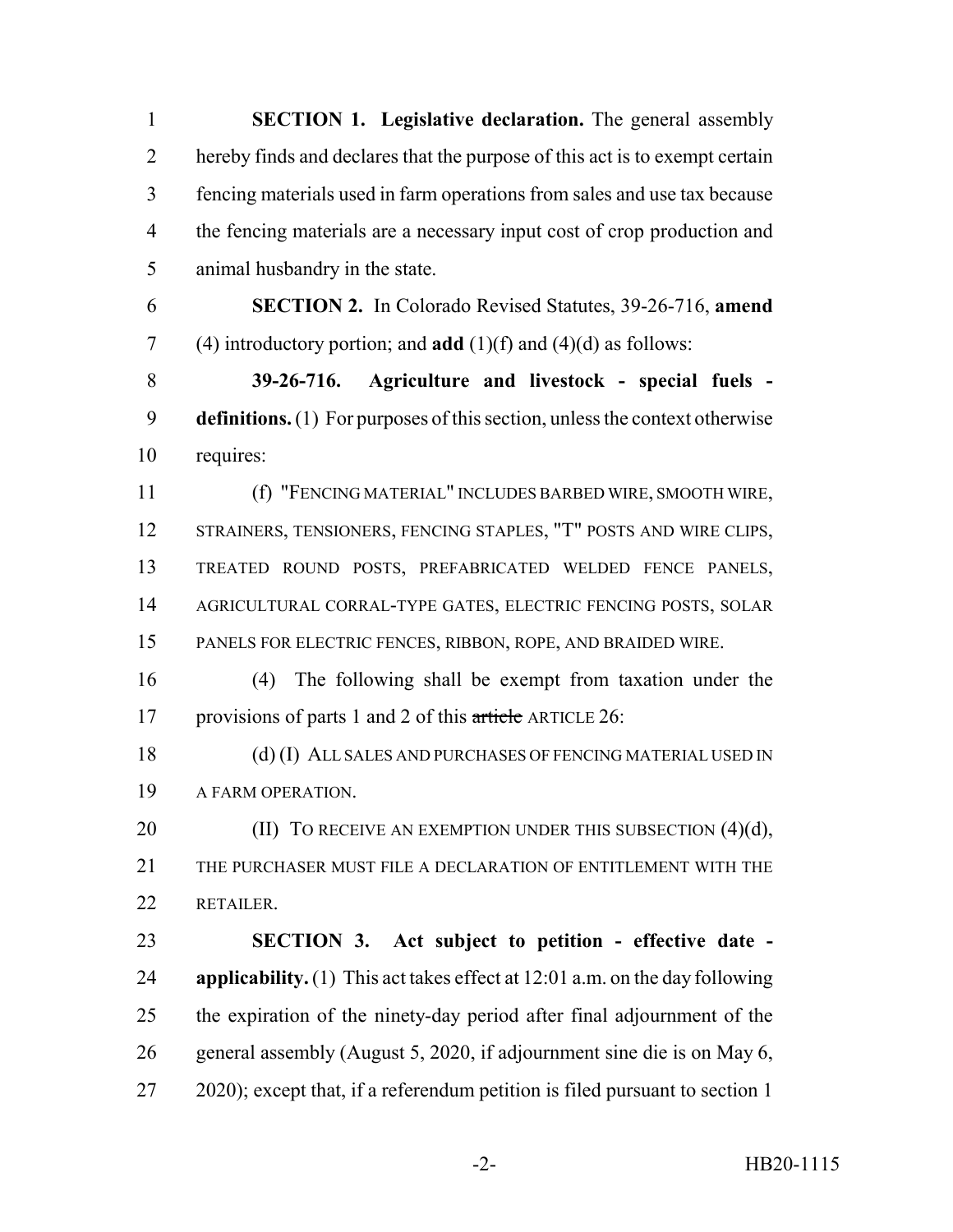**SECTION 1. Legislative declaration.** The general assembly hereby finds and declares that the purpose of this act is to exempt certain fencing materials used in farm operations from sales and use tax because the fencing materials are a necessary input cost of crop production and animal husbandry in the state.

**SECTION 2.** In Colorado Revised Statutes, 39-26-716, **amend** (4) introductory portion; and **add** (1)(f) and (4)(d) as follows:

**39-26-716. Agriculture and livestock - special fuels - definitions.** (1) For purposes of this section, unless the context otherwise requires:

(f) "FENCING MATERIAL" INCLUDES BARBED WIRE, SMOOTH WIRE, STRAINERS, TENSIONERS, FENCING STAPLES, "T" POSTS AND WIRE CLIPS, TREATED ROUND POSTS, PREFABRICATED WELDED FENCE PANELS, AGRICULTURAL CORRAL-TYPE GATES, ELECTRIC FENCING POSTS, SOLAR PANELS FOR ELECTRIC FENCES, RIBBON, ROPE, AND BRAIDED WIRE.

(4) The following shall be exempt from taxation under the provisions of parts 1 and 2 of this ~~article~~ ARTICLE 26:

(d) (I) ALL SALES AND PURCHASES OF FENCING MATERIAL USED IN A FARM OPERATION.

(II) TO RECEIVE AN EXEMPTION UNDER THIS SUBSECTION (4)(d), THE PURCHASER MUST FILE A DECLARATION OF ENTITLEMENT WITH THE RETAILER.

**SECTION 3. Act subject to petition - effective date - applicability.** (1) This act takes effect at 12:01 a.m. on the day following the expiration of the ninety-day period after final adjournment of the general assembly (August 5, 2020, if adjournment sine die is on May 6, 2020); except that, if a referendum petition is filed pursuant to section 1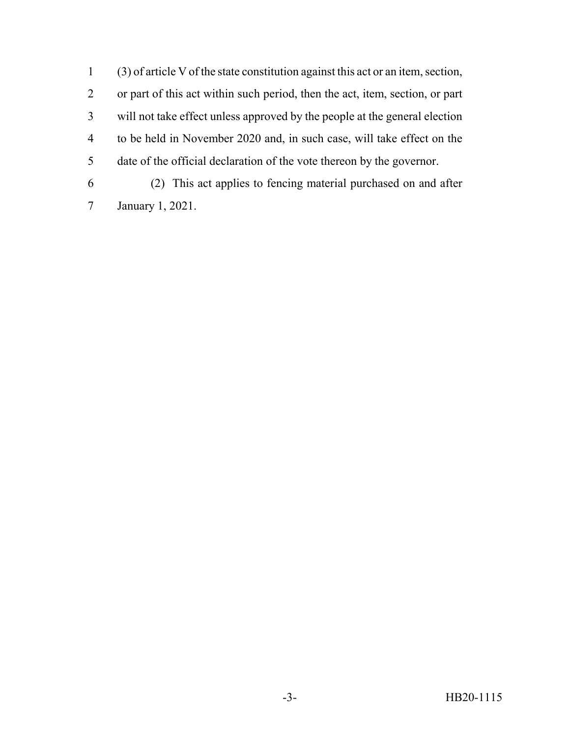(3) of article V of the state constitution against this act or an item, section, or part of this act within such period, then the act, item, section, or part will not take effect unless approved by the people at the general election to be held in November 2020 and, in such case, will take effect on the date of the official declaration of the vote thereon by the governor.

(2) This act applies to fencing material purchased on and after January 1, 2021.